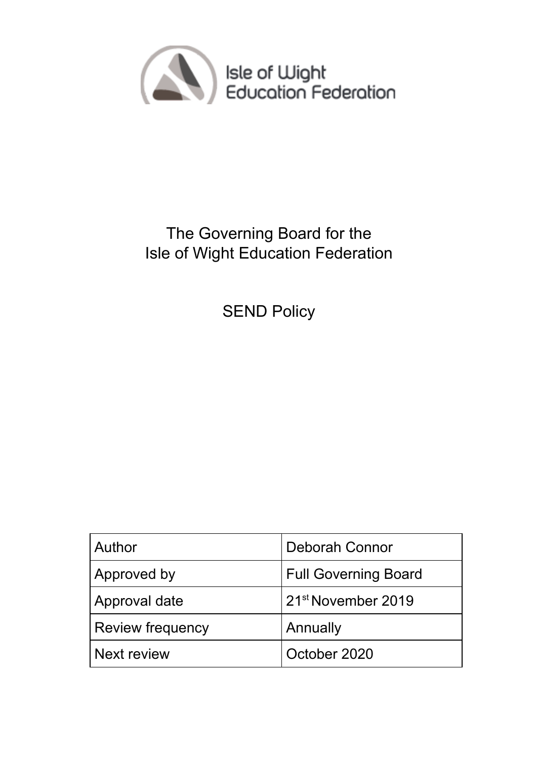Isle of Wight Education Federation

The Governing Board for the
Isle of Wight Education Federation

SEND Policy

| Author | Deborah Connor |
| --- | --- |
| Approved by | Full Governing Board |
| Approval date | 21st November 2019 |
| Review frequency | Annually |
| Next review | October 2020 |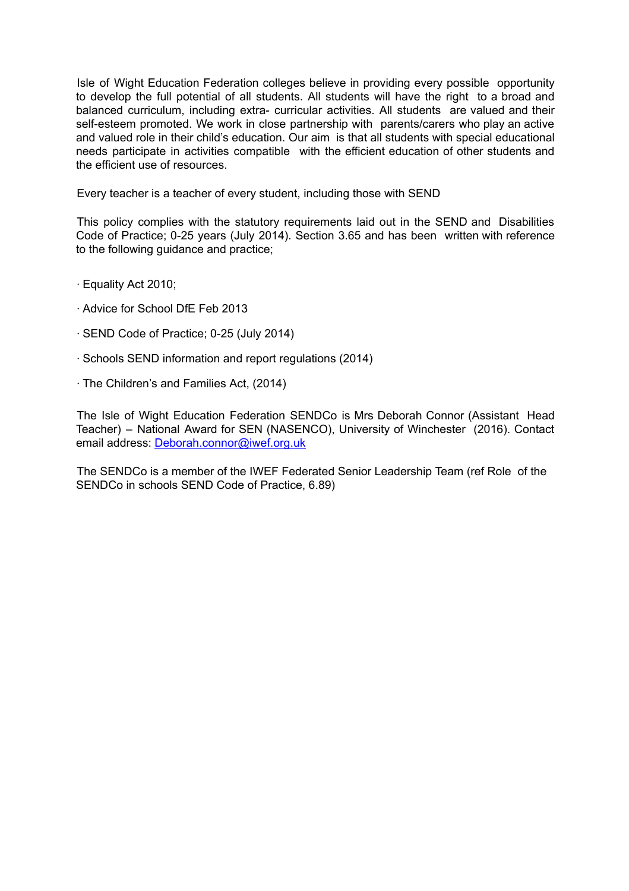Isle of Wight Education Federation colleges believe in providing every possible opportunity to develop the full potential of all students. All students will have the right to a broad and balanced curriculum, including extra- curricular activities. All students are valued and their self-esteem promoted. We work in close partnership with parents/carers who play an active and valued role in their child's education. Our aim is that all students with special educational needs participate in activities compatible with the efficient education of other students and the efficient use of resources.

Every teacher is a teacher of every student, including those with SEND

This policy complies with the statutory requirements laid out in the SEND and Disabilities Code of Practice; 0-25 years (July 2014). Section 3.65 and has been written with reference to the following guidance and practice;

- Equality Act 2010;
- Advice for School DfE Feb 2013
- SEND Code of Practice; 0-25 (July 2014)
- Schools SEND information and report regulations (2014)
- The Children's and Families Act, (2014)

The Isle of Wight Education Federation SENDCo is Mrs Deborah Connor (Assistant Head Teacher) – National Award for SEN (NASENCO), University of Winchester (2016). Contact email address: [Deborah.connor@iwef.org.uk](mailto:Deborah.connor@iwef.org.uk)

The SENDCo is a member of the IWEF Federated Senior Leadership Team (ref Role of the SENDCo in schools SEND Code of Practice, 6.89)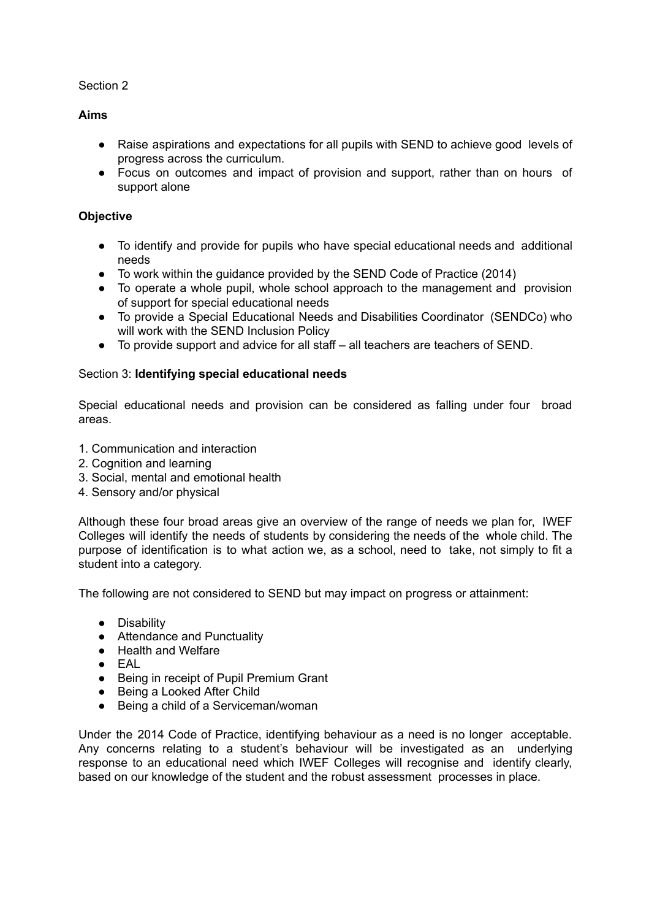Section 2

**Aims**

- Raise aspirations and expectations for all pupils with SEND to achieve good levels of progress across the curriculum.
- Focus on outcomes and impact of provision and support, rather than on hours of support alone

**Objective**

- To identify and provide for pupils who have special educational needs and additional needs
- To work within the guidance provided by the SEND Code of Practice (2014)
- To operate a whole pupil, whole school approach to the management and provision of support for special educational needs
- To provide a Special Educational Needs and Disabilities Coordinator (SENDCo) who will work with the SEND Inclusion Policy
- To provide support and advice for all staff – all teachers are teachers of SEND.

Section 3: **Identifying special educational needs**

Special educational needs and provision can be considered as falling under four broad areas.

1. Communication and interaction
2. Cognition and learning
3. Social, mental and emotional health
4. Sensory and/or physical

Although these four broad areas give an overview of the range of needs we plan for, IWEF Colleges will identify the needs of students by considering the needs of the whole child. The purpose of identification is to what action we, as a school, need to take, not simply to fit a student into a category.

The following are not considered to SEND but may impact on progress or attainment:

- Disability
- Attendance and Punctuality
- Health and Welfare
- EAL
- Being in receipt of Pupil Premium Grant
- Being a Looked After Child
- Being a child of a Serviceman/woman

Under the 2014 Code of Practice, identifying behaviour as a need is no longer acceptable. Any concerns relating to a student's behaviour will be investigated as an underlying response to an educational need which IWEF Colleges will recognise and identify clearly, based on our knowledge of the student and the robust assessment processes in place.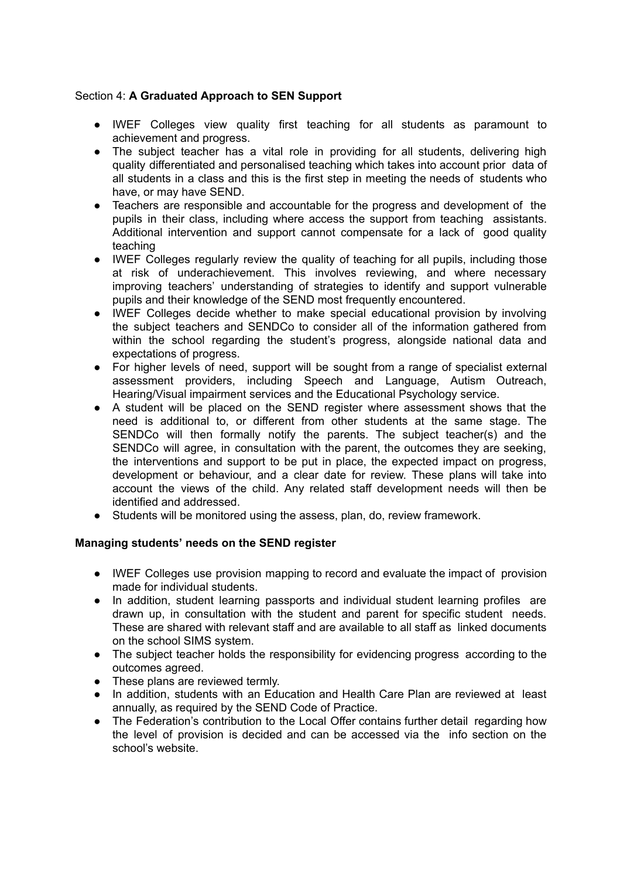## Section 4: **A Graduated Approach to SEN Support**

- IWEF Colleges view quality first teaching for all students as paramount to achievement and progress.
- The subject teacher has a vital role in providing for all students, delivering high quality differentiated and personalised teaching which takes into account prior data of all students in a class and this is the first step in meeting the needs of students who have, or may have SEND.
- Teachers are responsible and accountable for the progress and development of the pupils in their class, including where access the support from teaching assistants. Additional intervention and support cannot compensate for a lack of good quality teaching
- IWEF Colleges regularly review the quality of teaching for all pupils, including those at risk of underachievement. This involves reviewing, and where necessary improving teachers' understanding of strategies to identify and support vulnerable pupils and their knowledge of the SEND most frequently encountered.
- IWEF Colleges decide whether to make special educational provision by involving the subject teachers and SENDCo to consider all of the information gathered from within the school regarding the student's progress, alongside national data and expectations of progress.
- For higher levels of need, support will be sought from a range of specialist external assessment providers, including Speech and Language, Autism Outreach, Hearing/Visual impairment services and the Educational Psychology service.
- A student will be placed on the SEND register where assessment shows that the need is additional to, or different from other students at the same stage. The SENDCo will then formally notify the parents. The subject teacher(s) and the SENDCo will agree, in consultation with the parent, the outcomes they are seeking, the interventions and support to be put in place, the expected impact on progress, development or behaviour, and a clear date for review. These plans will take into account the views of the child. Any related staff development needs will then be identified and addressed.
- Students will be monitored using the assess, plan, do, review framework.

### Managing students' needs on the SEND register

- IWEF Colleges use provision mapping to record and evaluate the impact of provision made for individual students.
- In addition, student learning passports and individual student learning profiles are drawn up, in consultation with the student and parent for specific student needs. These are shared with relevant staff and are available to all staff as linked documents on the school SIMS system.
- The subject teacher holds the responsibility for evidencing progress according to the outcomes agreed.
- These plans are reviewed termly.
- In addition, students with an Education and Health Care Plan are reviewed at least annually, as required by the SEND Code of Practice.
- The Federation's contribution to the Local Offer contains further detail regarding how the level of provision is decided and can be accessed via the info section on the school's website.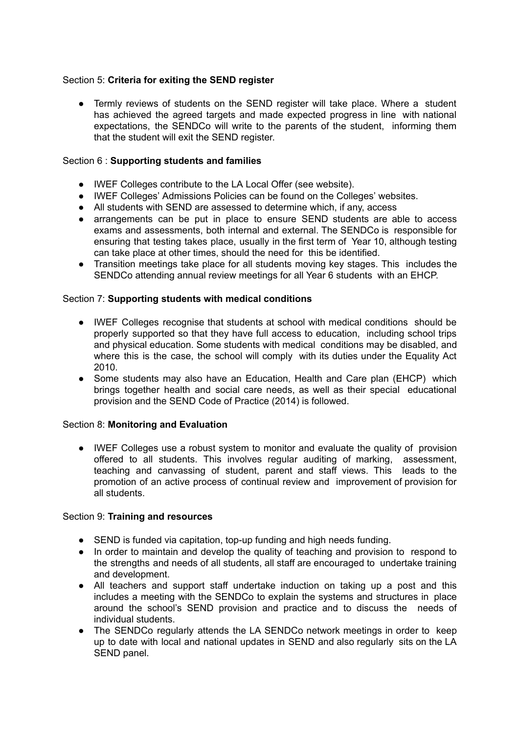Section 5: **Criteria for exiting the SEND register**

- Termly reviews of students on the SEND register will take place. Where a student has achieved the agreed targets and made expected progress in line with national expectations, the SENDCo will write to the parents of the student, informing them that the student will exit the SEND register.

Section 6 : **Supporting students and families**

- IWEF Colleges contribute to the LA Local Offer (see website).
- IWEF Colleges' Admissions Policies can be found on the Colleges' websites.
- All students with SEND are assessed to determine which, if any, access
- arrangements can be put in place to ensure SEND students are able to access exams and assessments, both internal and external. The SENDCo is responsible for ensuring that testing takes place, usually in the first term of Year 10, although testing can take place at other times, should the need for this be identified.
- Transition meetings take place for all students moving key stages. This includes the SENDCo attending annual review meetings for all Year 6 students with an EHCP.

Section 7: **Supporting students with medical conditions**

- IWEF Colleges recognise that students at school with medical conditions should be properly supported so that they have full access to education, including school trips and physical education. Some students with medical conditions may be disabled, and where this is the case, the school will comply with its duties under the Equality Act 2010.
- Some students may also have an Education, Health and Care plan (EHCP) which brings together health and social care needs, as well as their special educational provision and the SEND Code of Practice (2014) is followed.

Section 8: **Monitoring and Evaluation**

- IWEF Colleges use a robust system to monitor and evaluate the quality of provision offered to all students. This involves regular auditing of marking, assessment, teaching and canvassing of student, parent and staff views. This leads to the promotion of an active process of continual review and improvement of provision for all students.

Section 9: **Training and resources**

- SEND is funded via capitation, top-up funding and high needs funding.
- In order to maintain and develop the quality of teaching and provision to respond to the strengths and needs of all students, all staff are encouraged to undertake training and development.
- All teachers and support staff undertake induction on taking up a post and this includes a meeting with the SENDCo to explain the systems and structures in place around the school's SEND provision and practice and to discuss the needs of individual students.
- The SENDCo regularly attends the LA SENDCo network meetings in order to keep up to date with local and national updates in SEND and also regularly sits on the LA SEND panel.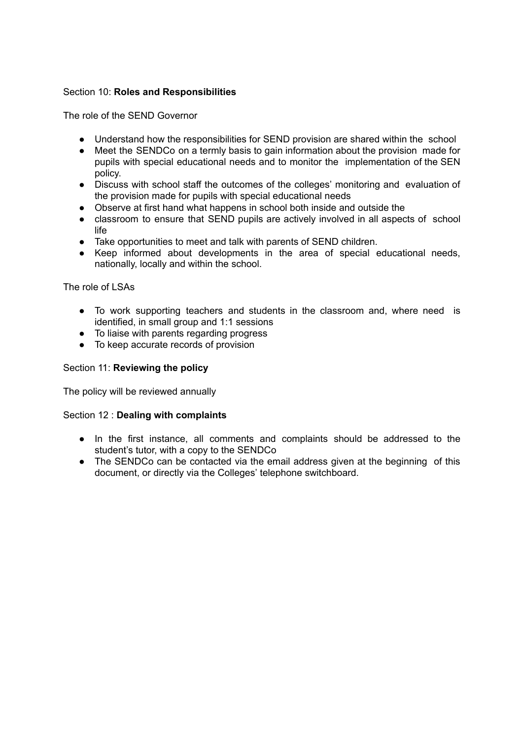Section 10: **Roles and Responsibilities**

The role of the SEND Governor

- Understand how the responsibilities for SEND provision are shared within the school
- Meet the SENDCo on a termly basis to gain information about the provision made for pupils with special educational needs and to monitor the implementation of the SEN policy.
- Discuss with school staff the outcomes of the colleges' monitoring and evaluation of the provision made for pupils with special educational needs
- Observe at first hand what happens in school both inside and outside the
- classroom to ensure that SEND pupils are actively involved in all aspects of school life
- Take opportunities to meet and talk with parents of SEND children.
- Keep informed about developments in the area of special educational needs, nationally, locally and within the school.

The role of LSAs

- To work supporting teachers and students in the classroom and, where need is identified, in small group and 1:1 sessions
- To liaise with parents regarding progress
- To keep accurate records of provision

Section 11: **Reviewing the policy**

The policy will be reviewed annually

Section 12 : **Dealing with complaints**

- In the first instance, all comments and complaints should be addressed to the student's tutor, with a copy to the SENDCo
- The SENDCo can be contacted via the email address given at the beginning of this document, or directly via the Colleges' telephone switchboard.